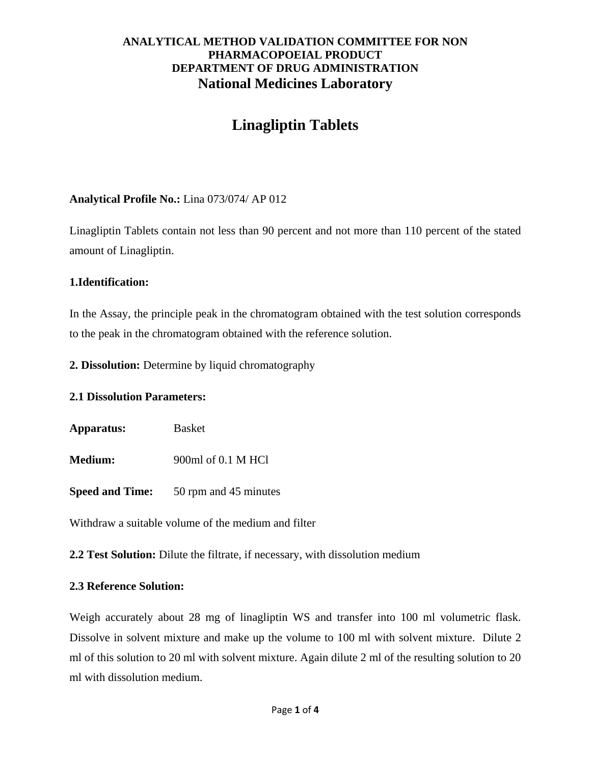**ANALYTICAL METHOD VALIDATION COMMITTEE FOR NON PHARMACOPOEIAL PRODUCT**
**DEPARTMENT OF DRUG ADMINISTRATION**
**National Medicines Laboratory**

# Linagliptin Tablets

**Analytical Profile No.:** Lina 073/074/ AP 012

Linagliptin Tablets contain not less than 90 percent and not more than 110 percent of the stated amount of Linagliptin.

**1.Identification:**

In the Assay, the principle peak in the chromatogram obtained with the test solution corresponds to the peak in the chromatogram obtained with the reference solution.

**2. Dissolution:** Determine by liquid chromatography

**2.1 Dissolution Parameters:**

**Apparatus:** Basket

**Medium:** 900ml of 0.1 M HCl

**Speed and Time:** 50 rpm and 45 minutes

Withdraw a suitable volume of the medium and filter

**2.2 Test Solution:** Dilute the filtrate, if necessary, with dissolution medium

**2.3 Reference Solution:**

Weigh accurately about 28 mg of linagliptin WS and transfer into 100 ml volumetric flask. Dissolve in solvent mixture and make up the volume to 100 ml with solvent mixture. Dilute 2 ml of this solution to 20 ml with solvent mixture. Again dilute 2 ml of the resulting solution to 20 ml with dissolution medium.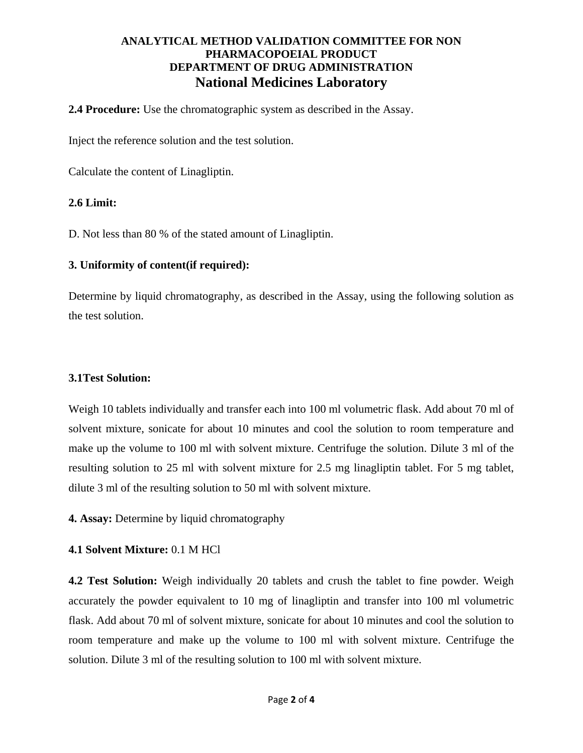**2.4 Procedure:** Use the chromatographic system as described in the Assay.

Inject the reference solution and the test solution.

Calculate the content of Linagliptin.

**2.6 Limit:**

D. Not less than 80 % of the stated amount of Linagliptin.

**3. Uniformity of content(if required):**

Determine by liquid chromatography, as described in the Assay, using the following solution as the test solution.

**3.1Test Solution:**

Weigh 10 tablets individually and transfer each into 100 ml volumetric flask. Add about 70 ml of solvent mixture, sonicate for about 10 minutes and cool the solution to room temperature and make up the volume to 100 ml with solvent mixture. Centrifuge the solution. Dilute 3 ml of the resulting solution to 25 ml with solvent mixture for 2.5 mg linagliptin tablet. For 5 mg tablet, dilute 3 ml of the resulting solution to 50 ml with solvent mixture.

**4. Assay:** Determine by liquid chromatography

**4.1 Solvent Mixture:** 0.1 M HCl

**4.2 Test Solution:** Weigh individually 20 tablets and crush the tablet to fine powder. Weigh accurately the powder equivalent to 10 mg of linagliptin and transfer into 100 ml volumetric flask. Add about 70 ml of solvent mixture, sonicate for about 10 minutes and cool the solution to room temperature and make up the volume to 100 ml with solvent mixture. Centrifuge the solution. Dilute 3 ml of the resulting solution to 100 ml with solvent mixture.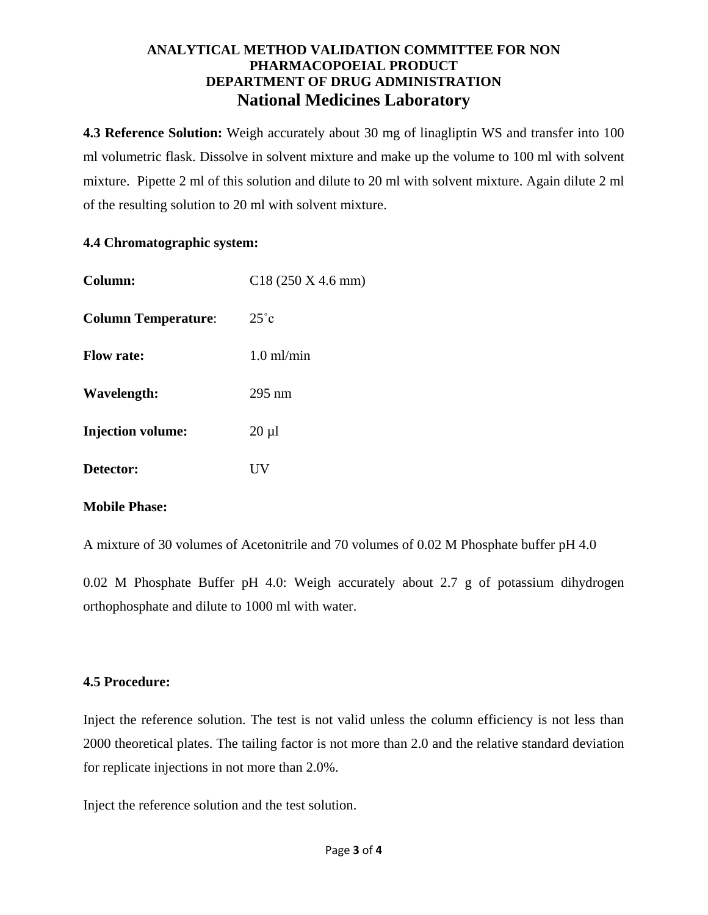**4.3 Reference Solution:** Weigh accurately about 30 mg of linagliptin WS and transfer into 100 ml volumetric flask. Dissolve in solvent mixture and make up the volume to 100 ml with solvent mixture. Pipette 2 ml of this solution and dilute to 20 ml with solvent mixture. Again dilute 2 ml of the resulting solution to 20 ml with solvent mixture.

**4.4 Chromatographic system:**

**Column:** C18 (250 X 4.6 mm)

**Column Temperature**: 25˚c

**Flow rate:** 1.0 ml/min

**Wavelength:** 295 nm

**Injection volume:** 20 µl

**Detector:** UV

**Mobile Phase:**

A mixture of 30 volumes of Acetonitrile and 70 volumes of 0.02 M Phosphate buffer pH 4.0

0.02 M Phosphate Buffer pH 4.0: Weigh accurately about 2.7 g of potassium dihydrogen orthophosphate and dilute to 1000 ml with water.

**4.5 Procedure:**

Inject the reference solution. The test is not valid unless the column efficiency is not less than 2000 theoretical plates. The tailing factor is not more than 2.0 and the relative standard deviation for replicate injections in not more than 2.0%.

Inject the reference solution and the test solution.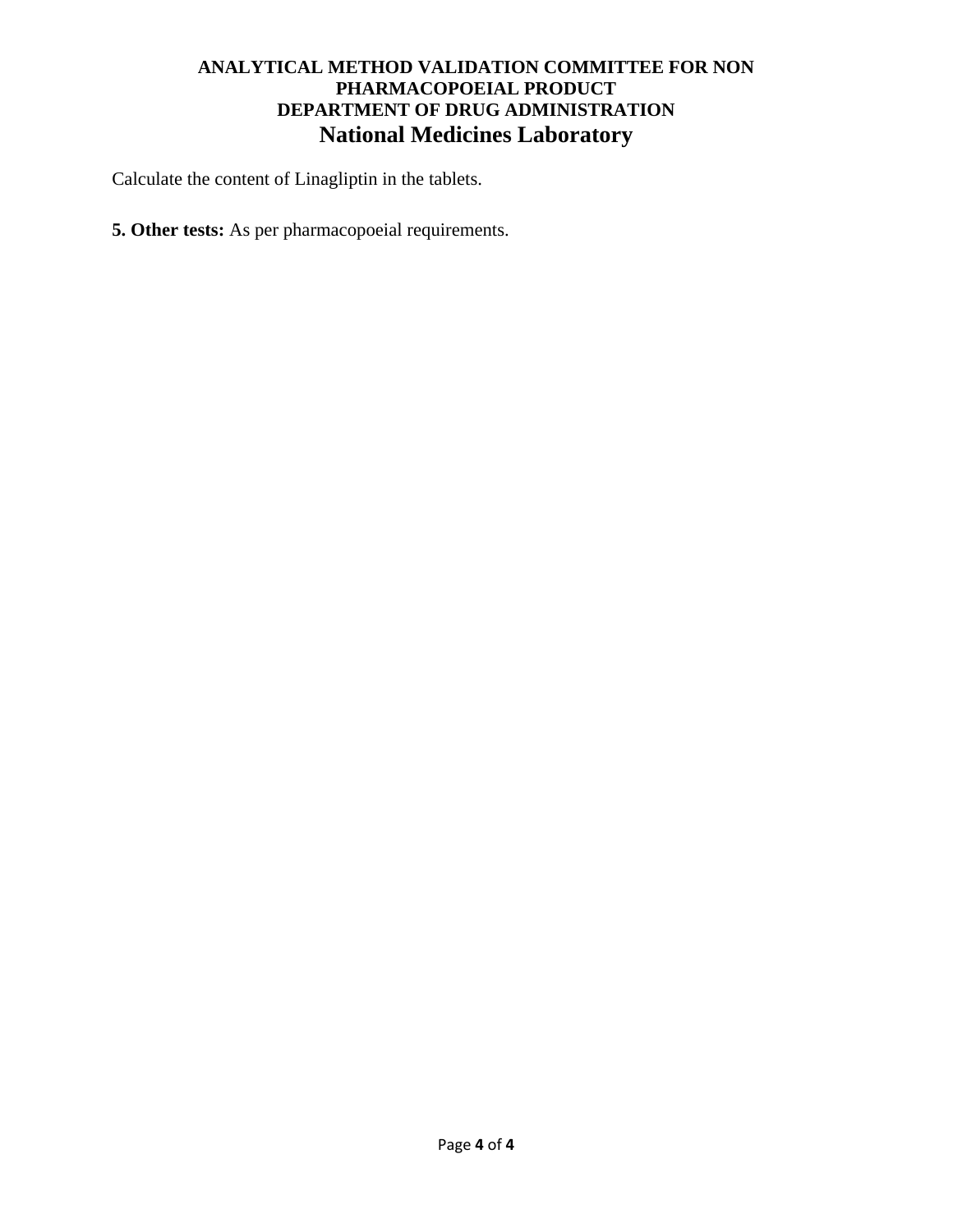Calculate the content of Linagliptin in the tablets.

**5. Other tests:** As per pharmacopoeial requirements.